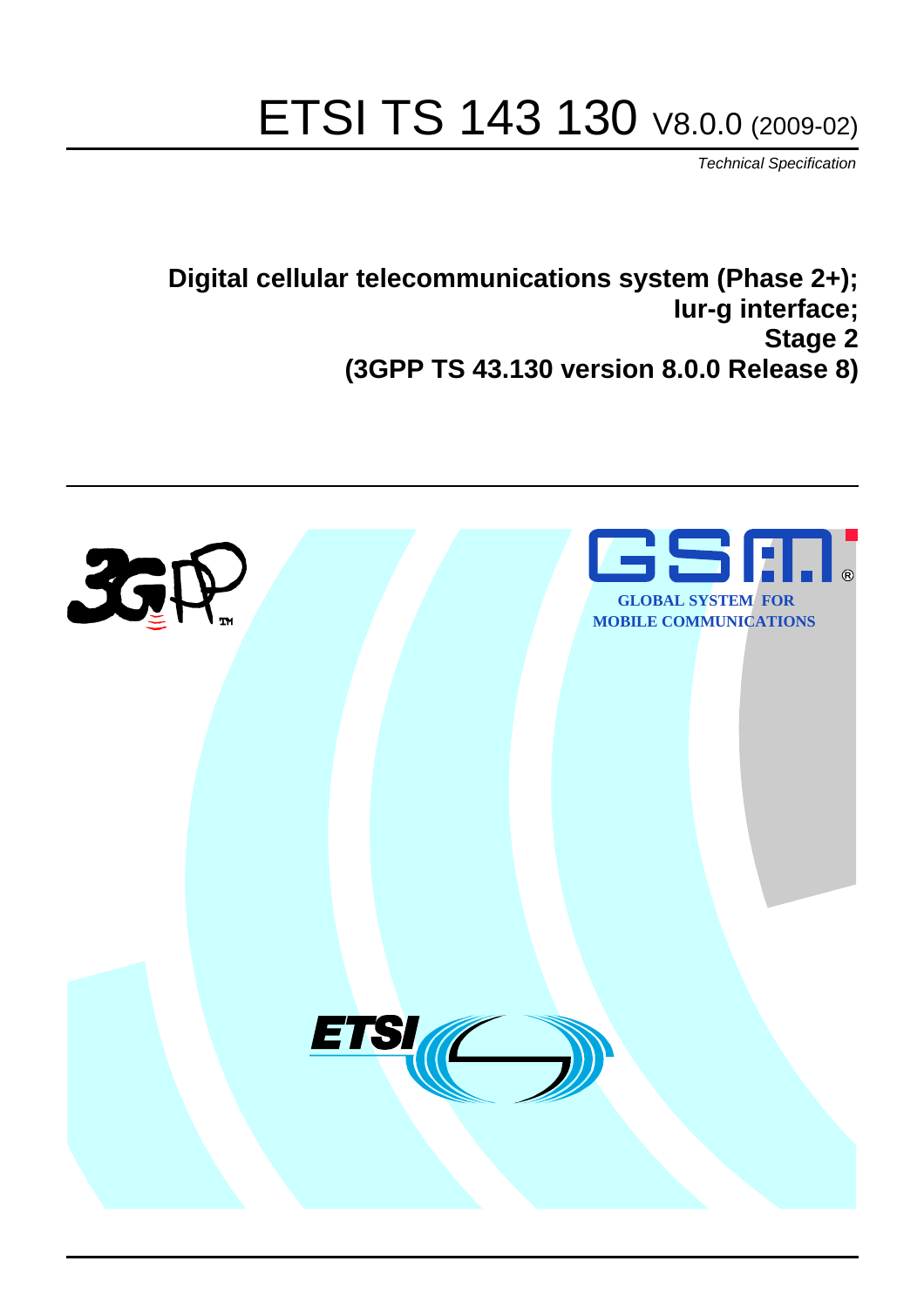# ETSI TS 143 130 V8.0.0 (2009-02)

*Technical Specification*

**Digital cellular telecommunications system (Phase 2+); Iur-g interface; Stage 2 (3GPP TS 43.130 version 8.0.0 Release 8)**

GLOBAL SYSTEM FOR MOBILE COMMUNICATIONS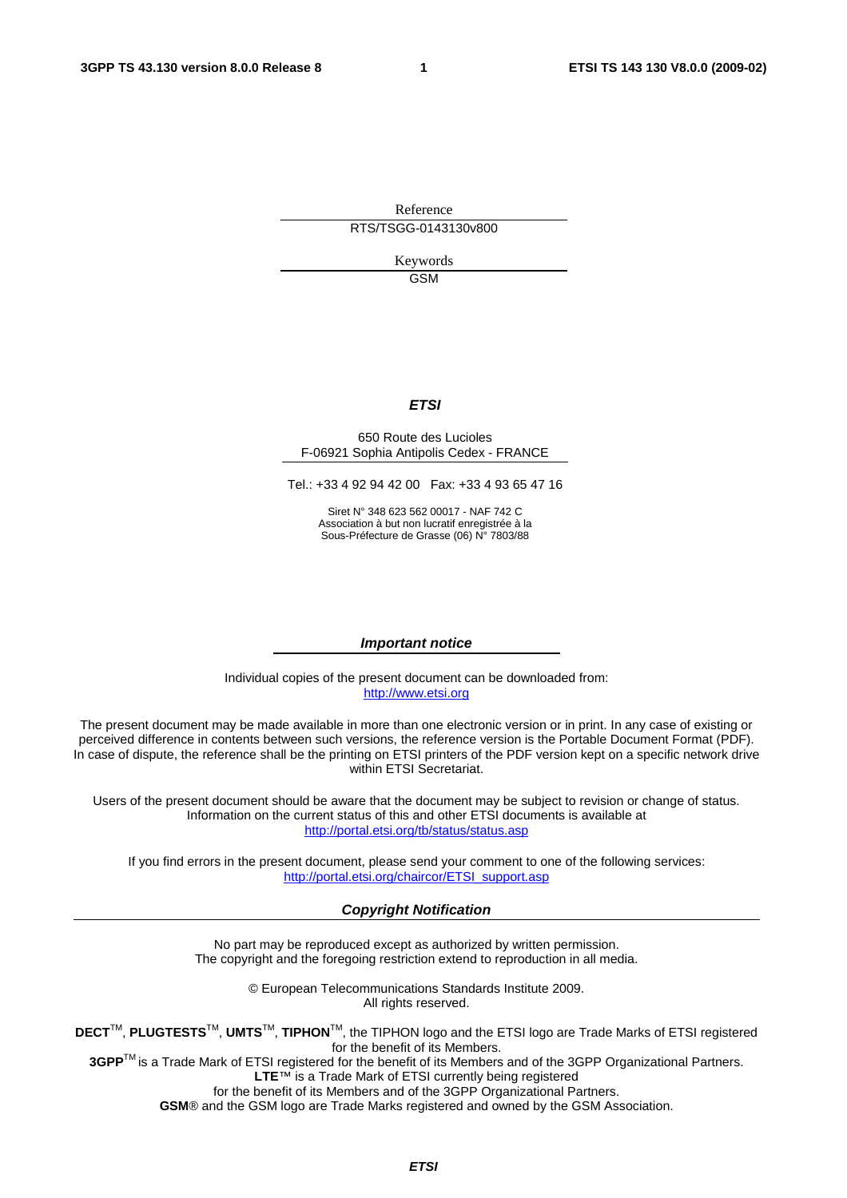Reference

RTS/TSGG-0143130v800

Keywords

GSM

***ETSI***

650 Route des Lucioles
F-06921 Sophia Antipolis Cedex - FRANCE

Tel.: +33 4 92 94 42 00   Fax: +33 4 93 65 47 16

Siret N° 348 623 562 00017 - NAF 742 C
Association à but non lucratif enregistrée à la
Sous-Préfecture de Grasse (06) N° 7803/88

***Important notice***

Individual copies of the present document can be downloaded from:
http://www.etsi.org

The present document may be made available in more than one electronic version or in print. In any case of existing or perceived difference in contents between such versions, the reference version is the Portable Document Format (PDF). In case of dispute, the reference shall be the printing on ETSI printers of the PDF version kept on a specific network drive within ETSI Secretariat.

Users of the present document should be aware that the document may be subject to revision or change of status. Information on the current status of this and other ETSI documents is available at
http://portal.etsi.org/tb/status/status.asp

If you find errors in the present document, please send your comment to one of the following services:
http://portal.etsi.org/chaircor/ETSI_support.asp

***Copyright Notification***

No part may be reproduced except as authorized by written permission.
The copyright and the foregoing restriction extend to reproduction in all media.

© European Telecommunications Standards Institute 2009.
All rights reserved.

**DECT**™, **PLUGTESTS**™, **UMTS**™, **TIPHON**™, the TIPHON logo and the ETSI logo are Trade Marks of ETSI registered for the benefit of its Members.
**3GPP**™ is a Trade Mark of ETSI registered for the benefit of its Members and of the 3GPP Organizational Partners.
**LTE**™ is a Trade Mark of ETSI currently being registered
for the benefit of its Members and of the 3GPP Organizational Partners.
**GSM**® and the GSM logo are Trade Marks registered and owned by the GSM Association.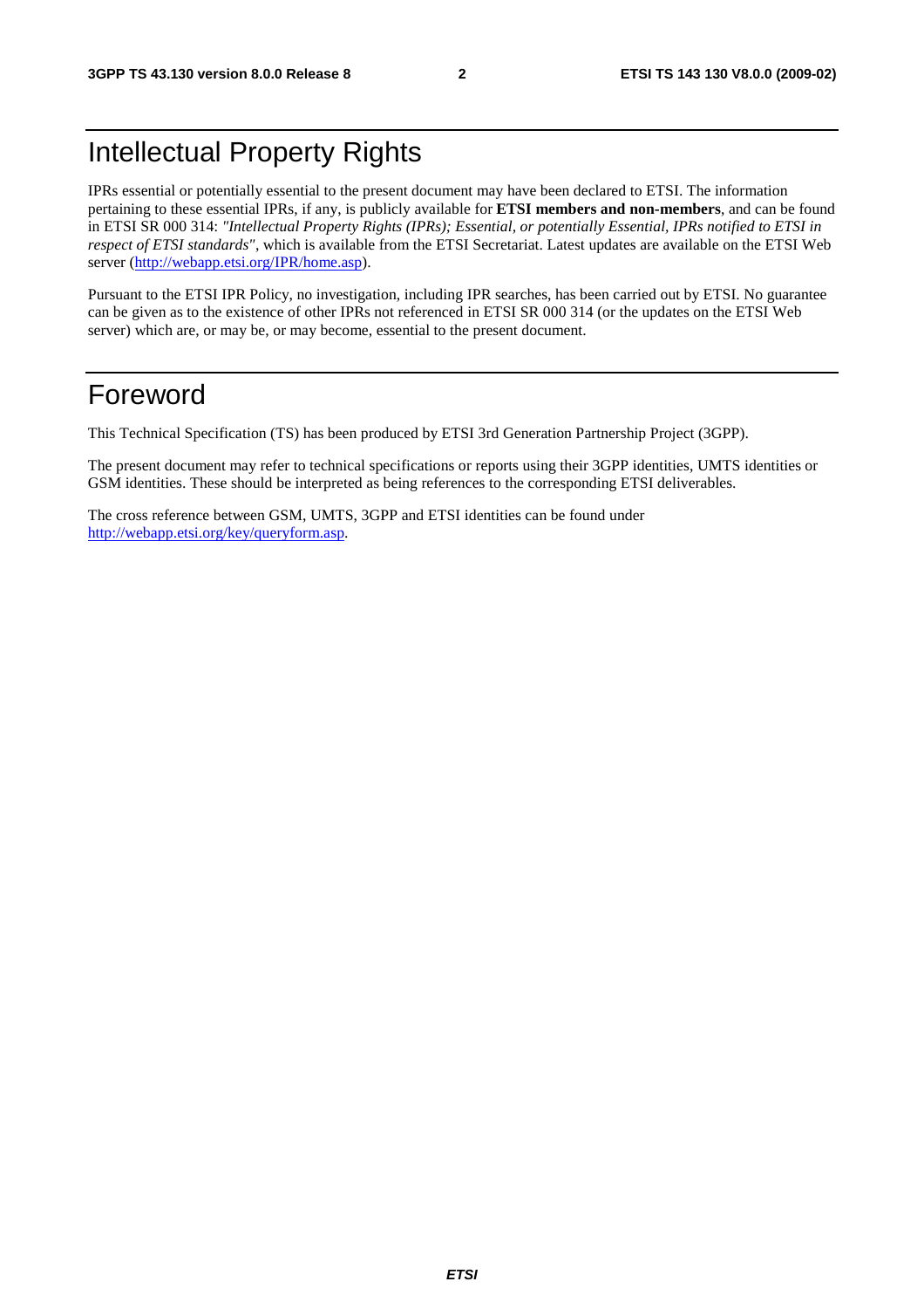# Intellectual Property Rights

IPRs essential or potentially essential to the present document may have been declared to ETSI. The information pertaining to these essential IPRs, if any, is publicly available for **ETSI members and non-members**, and can be found in ETSI SR 000 314: *"Intellectual Property Rights (IPRs); Essential, or potentially Essential, IPRs notified to ETSI in respect of ETSI standards"*, which is available from the ETSI Secretariat. Latest updates are available on the ETSI Web server (http://webapp.etsi.org/IPR/home.asp).

Pursuant to the ETSI IPR Policy, no investigation, including IPR searches, has been carried out by ETSI. No guarantee can be given as to the existence of other IPRs not referenced in ETSI SR 000 314 (or the updates on the ETSI Web server) which are, or may be, or may become, essential to the present document.

# Foreword

This Technical Specification (TS) has been produced by ETSI 3rd Generation Partnership Project (3GPP).

The present document may refer to technical specifications or reports using their 3GPP identities, UMTS identities or GSM identities. These should be interpreted as being references to the corresponding ETSI deliverables.

The cross reference between GSM, UMTS, 3GPP and ETSI identities can be found under http://webapp.etsi.org/key/queryform.asp.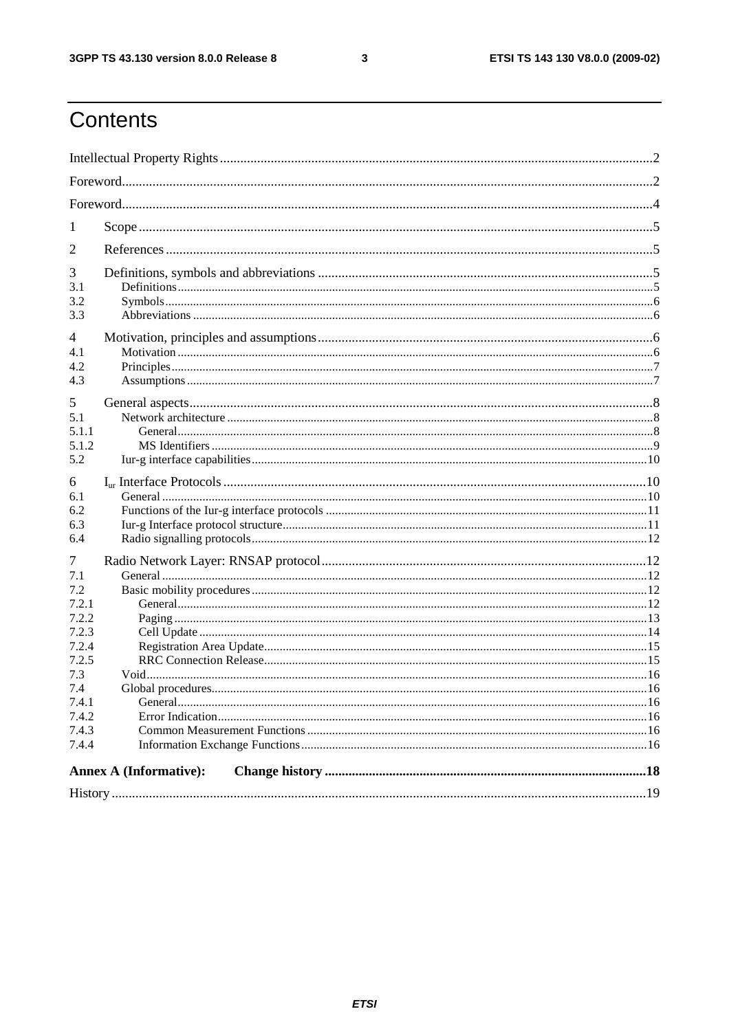# Contents

Intellectual Property Rights ........................................................................................................................2

Foreword.....................................................................................................................................................2

Foreword.....................................................................................................................................................4

1 Scope .......................................................................................................................................................5

2 References ...............................................................................................................................................5

3 Definitions, symbols and abbreviations ...................................................................................................5
3.1 Definitions.............................................................................................................................................5
3.2 Symbols.................................................................................................................................................6
3.3 Abbreviations ........................................................................................................................................6

4 Motivation, principles and assumptions ..................................................................................................6
4.1 Motivation .............................................................................................................................................6
4.2 Principles ...............................................................................................................................................7
4.3 Assumptions ..........................................................................................................................................7

5 General aspects........................................................................................................................................8
5.1 Network architecture .............................................................................................................................8
5.1.1 General...............................................................................................................................................8
5.1.2 MS Identifiers ....................................................................................................................................9
5.2 Iur-g interface capabilities....................................................................................................................10

6 $I_{ur}$ Interface Protocols ...........................................................................................................................10
6.1 General ................................................................................................................................................10
6.2 Functions of the Iur-g interface protocols ...........................................................................................11
6.3 Iur-g Interface protocol structure.........................................................................................................11
6.4 Radio signalling protocols...................................................................................................................12

7 Radio Network Layer: RNSAP protocol...............................................................................................12
7.1 General ................................................................................................................................................12
7.2 Basic mobility procedures ...................................................................................................................12
7.2.1 General.............................................................................................................................................12
7.2.2 Paging ..............................................................................................................................................13
7.2.3 Cell Update ......................................................................................................................................14
7.2.4 Registration Area Update.................................................................................................................15
7.2.5 RRC Connection Release.................................................................................................................15
7.3 Void.....................................................................................................................................................16
7.4 Global procedures................................................................................................................................16
7.4.1 General.............................................................................................................................................16
7.4.2 Error Indication................................................................................................................................16
7.4.3 Common Measurement Functions ...................................................................................................16
7.4.4 Information Exchange Functions.....................................................................................................16

**Annex A (Informative): Change history** .............................................................................................**18**

History .......................................................................................................................................................19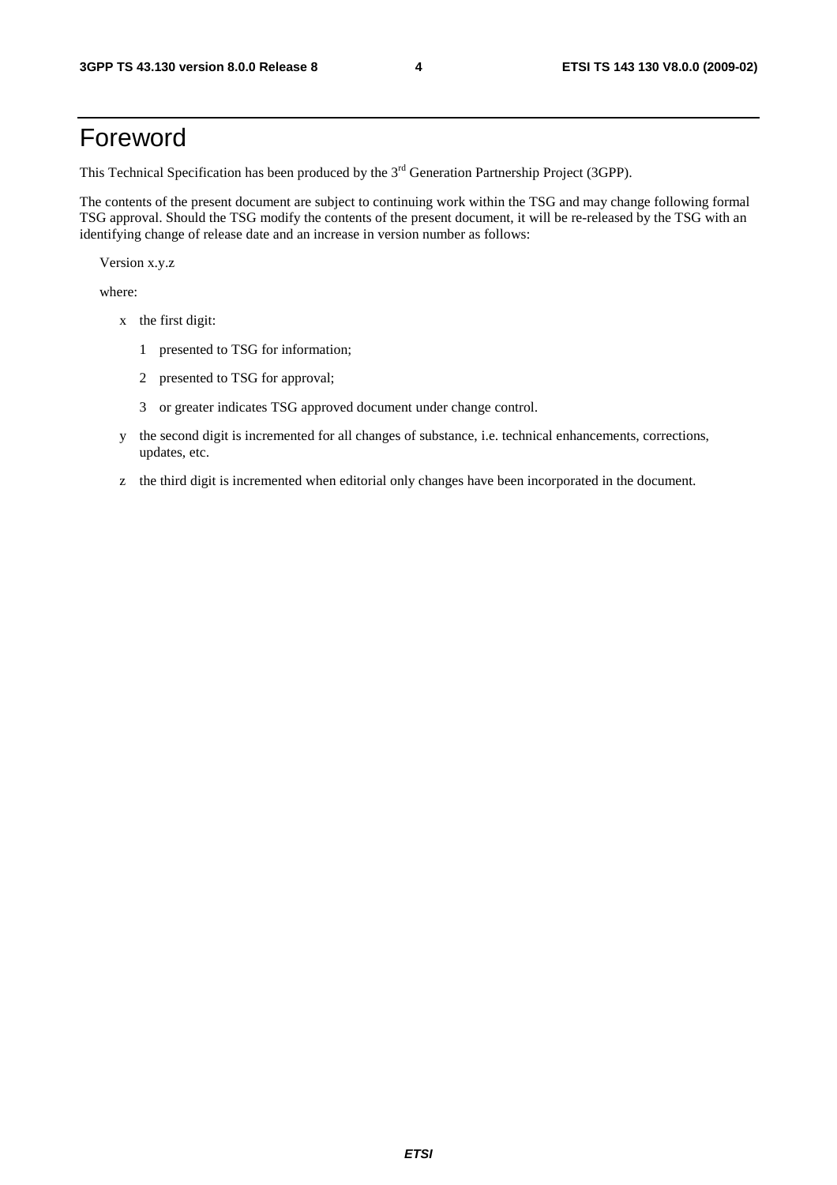# Foreword

This Technical Specification has been produced by the 3rd Generation Partnership Project (3GPP).

The contents of the present document are subject to continuing work within the TSG and may change following formal TSG approval. Should the TSG modify the contents of the present document, it will be re-released by the TSG with an identifying change of release date and an increase in version number as follows:

Version x.y.z

where:

- x the first digit:
  - 1 presented to TSG for information;
  - 2 presented to TSG for approval;
  - 3 or greater indicates TSG approved document under change control.
- y the second digit is incremented for all changes of substance, i.e. technical enhancements, corrections, updates, etc.
- z the third digit is incremented when editorial only changes have been incorporated in the document.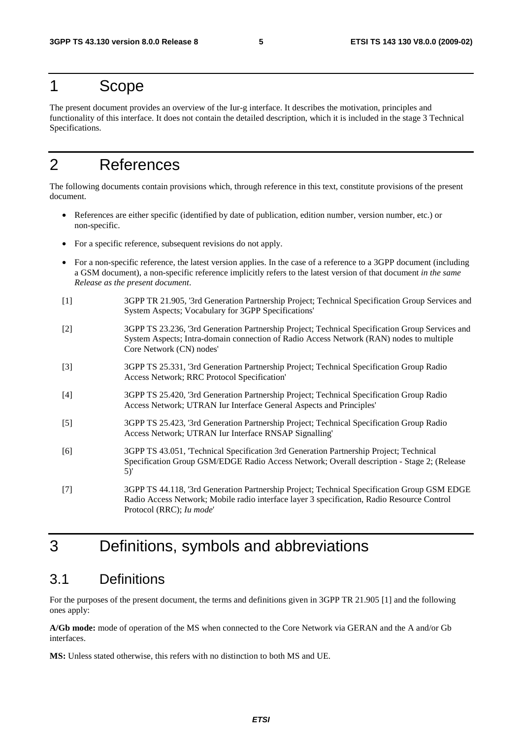# 1 Scope

The present document provides an overview of the Iur-g interface. It describes the motivation, principles and functionality of this interface. It does not contain the detailed description, which it is included in the stage 3 Technical Specifications.

# 2 References

The following documents contain provisions which, through reference in this text, constitute provisions of the present document.

- References are either specific (identified by date of publication, edition number, version number, etc.) or non-specific.
- For a specific reference, subsequent revisions do not apply.
- For a non-specific reference, the latest version applies. In the case of a reference to a 3GPP document (including a GSM document), a non-specific reference implicitly refers to the latest version of that document *in the same Release as the present document*.

[1] 3GPP TR 21.905, '3rd Generation Partnership Project; Technical Specification Group Services and System Aspects; Vocabulary for 3GPP Specifications'

[2] 3GPP TS 23.236, '3rd Generation Partnership Project; Technical Specification Group Services and System Aspects; Intra-domain connection of Radio Access Network (RAN) nodes to multiple Core Network (CN) nodes'

[3] 3GPP TS 25.331, '3rd Generation Partnership Project; Technical Specification Group Radio Access Network; RRC Protocol Specification'

[4] 3GPP TS 25.420, '3rd Generation Partnership Project; Technical Specification Group Radio Access Network; UTRAN Iur Interface General Aspects and Principles'

[5] 3GPP TS 25.423, '3rd Generation Partnership Project; Technical Specification Group Radio Access Network; UTRAN Iur Interface RNSAP Signalling'

[6] 3GPP TS 43.051, 'Technical Specification 3rd Generation Partnership Project; Technical Specification Group GSM/EDGE Radio Access Network; Overall description - Stage 2; (Release 5)'

[7] 3GPP TS 44.118, '3rd Generation Partnership Project; Technical Specification Group GSM EDGE Radio Access Network; Mobile radio interface layer 3 specification, Radio Resource Control Protocol (RRC); *Iu mode*'

# 3 Definitions, symbols and abbreviations

## 3.1 Definitions

For the purposes of the present document, the terms and definitions given in 3GPP TR 21.905 [1] and the following ones apply:

**A/Gb mode:** mode of operation of the MS when connected to the Core Network via GERAN and the A and/or Gb interfaces.

**MS:** Unless stated otherwise, this refers with no distinction to both MS and UE.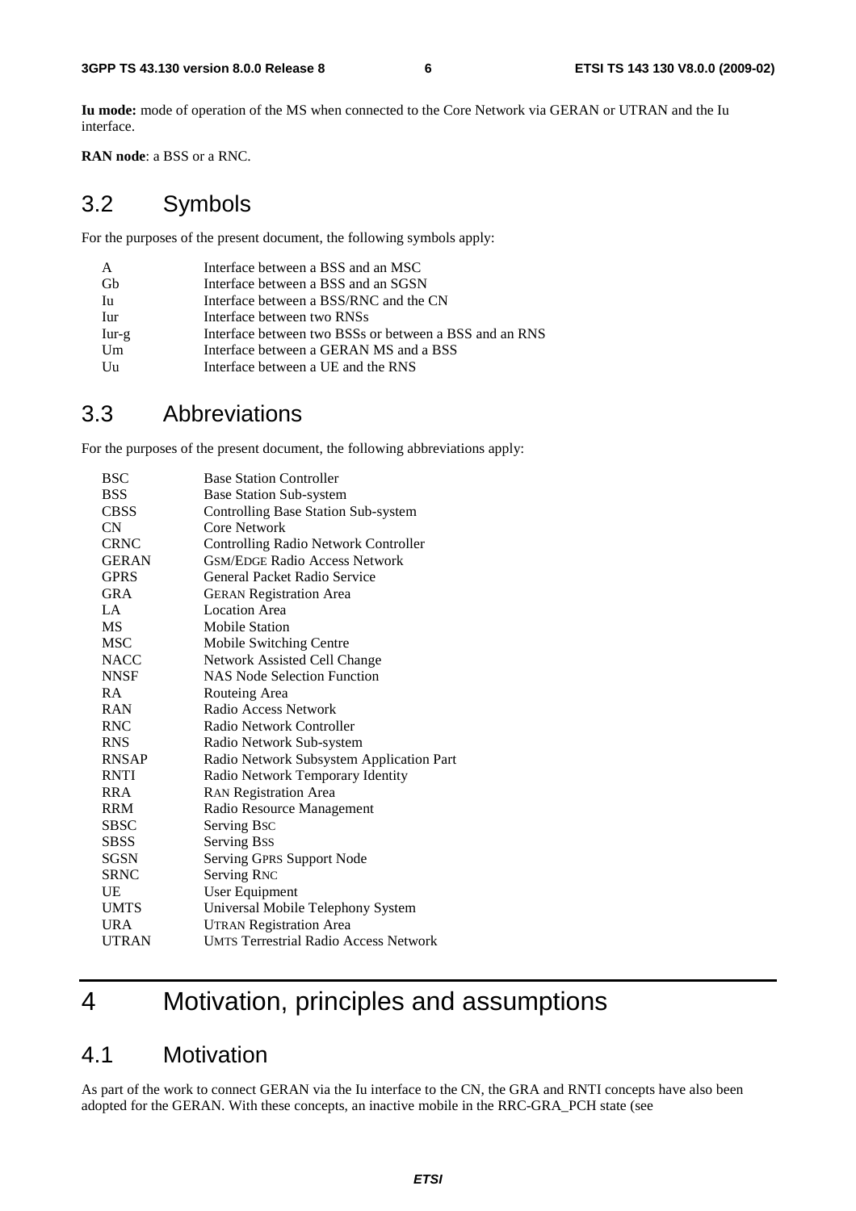**Iu mode:** mode of operation of the MS when connected to the Core Network via GERAN or UTRAN and the Iu interface.

**RAN node**: a BSS or a RNC.

## 3.2 Symbols

For the purposes of the present document, the following symbols apply:

| | |
|---|---|
| A | Interface between a BSS and an MSC |
| Gb | Interface between a BSS and an SGSN |
| Iu | Interface between a BSS/RNC and the CN |
| Iur | Interface between two RNSs |
| Iur-g | Interface between two BSSs or between a BSS and an RNS |
| Um | Interface between a GERAN MS and a BSS |
| Uu | Interface between a UE and the RNS |

## 3.3 Abbreviations

For the purposes of the present document, the following abbreviations apply:

| | |
|---|---|
| BSC | Base Station Controller |
| BSS | Base Station Sub-system |
| CBSS | Controlling Base Station Sub-system |
| CN | Core Network |
| CRNC | Controlling Radio Network Controller |
| GERAN | GSM/EDGE Radio Access Network |
| GPRS | General Packet Radio Service |
| GRA | GERAN Registration Area |
| LA | Location Area |
| MS | Mobile Station |
| MSC | Mobile Switching Centre |
| NACC | Network Assisted Cell Change |
| NNSF | NAS Node Selection Function |
| RA | Routeing Area |
| RAN | Radio Access Network |
| RNC | Radio Network Controller |
| RNS | Radio Network Sub-system |
| RNSAP | Radio Network Subsystem Application Part |
| RNTI | Radio Network Temporary Identity |
| RRA | RAN Registration Area |
| RRM | Radio Resource Management |
| SBSC | Serving BSC |
| SBSS | Serving BSS |
| SGSN | Serving GPRS Support Node |
| SRNC | Serving RNC |
| UE | User Equipment |
| UMTS | Universal Mobile Telephony System |
| URA | UTRAN Registration Area |
| UTRAN | UMTS Terrestrial Radio Access Network |

# 4 Motivation, principles and assumptions

## 4.1 Motivation

As part of the work to connect GERAN via the Iu interface to the CN, the GRA and RNTI concepts have also been adopted for the GERAN. With these concepts, an inactive mobile in the RRC-GRA_PCH state (see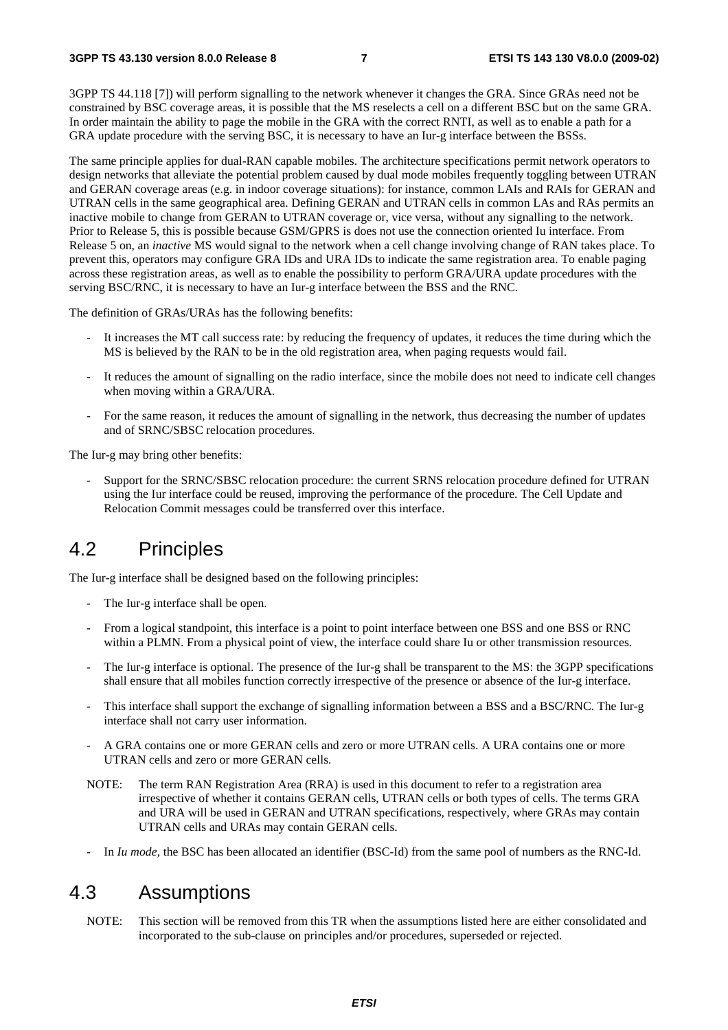3GPP TS 44.118 [7]) will perform signalling to the network whenever it changes the GRA. Since GRAs need not be constrained by BSC coverage areas, it is possible that the MS reselects a cell on a different BSC but on the same GRA. In order maintain the ability to page the mobile in the GRA with the correct RNTI, as well as to enable a path for a GRA update procedure with the serving BSC, it is necessary to have an Iur-g interface between the BSSs.

The same principle applies for dual-RAN capable mobiles. The architecture specifications permit network operators to design networks that alleviate the potential problem caused by dual mode mobiles frequently toggling between UTRAN and GERAN coverage areas (e.g. in indoor coverage situations): for instance, common LAIs and RAIs for GERAN and UTRAN cells in the same geographical area. Defining GERAN and UTRAN cells in common LAs and RAs permits an inactive mobile to change from GERAN to UTRAN coverage or, vice versa, without any signalling to the network. Prior to Release 5, this is possible because GSM/GPRS is does not use the connection oriented Iu interface. From Release 5 on, an *inactive* MS would signal to the network when a cell change involving change of RAN takes place. To prevent this, operators may configure GRA IDs and URA IDs to indicate the same registration area. To enable paging across these registration areas, as well as to enable the possibility to perform GRA/URA update procedures with the serving BSC/RNC, it is necessary to have an Iur-g interface between the BSS and the RNC.

The definition of GRAs/URAs has the following benefits:

- It increases the MT call success rate: by reducing the frequency of updates, it reduces the time during which the MS is believed by the RAN to be in the old registration area, when paging requests would fail.
- It reduces the amount of signalling on the radio interface, since the mobile does not need to indicate cell changes when moving within a GRA/URA.
- For the same reason, it reduces the amount of signalling in the network, thus decreasing the number of updates and of SRNC/SBSC relocation procedures.

The Iur-g may bring other benefits:

- Support for the SRNC/SBSC relocation procedure: the current SRNS relocation procedure defined for UTRAN using the Iur interface could be reused, improving the performance of the procedure. The Cell Update and Relocation Commit messages could be transferred over this interface.

## 4.2 Principles

The Iur-g interface shall be designed based on the following principles:

- The Iur-g interface shall be open.
- From a logical standpoint, this interface is a point to point interface between one BSS and one BSS or RNC within a PLMN. From a physical point of view, the interface could share Iu or other transmission resources.
- The Iur-g interface is optional. The presence of the Iur-g shall be transparent to the MS: the 3GPP specifications shall ensure that all mobiles function correctly irrespective of the presence or absence of the Iur-g interface.
- This interface shall support the exchange of signalling information between a BSS and a BSC/RNC. The Iur-g interface shall not carry user information.
- A GRA contains one or more GERAN cells and zero or more UTRAN cells. A URA contains one or more UTRAN cells and zero or more GERAN cells.

NOTE: The term RAN Registration Area (RRA) is used in this document to refer to a registration area irrespective of whether it contains GERAN cells, UTRAN cells or both types of cells. The terms GRA and URA will be used in GERAN and UTRAN specifications, respectively, where GRAs may contain UTRAN cells and URAs may contain GERAN cells.

- In *Iu mode*, the BSC has been allocated an identifier (BSC-Id) from the same pool of numbers as the RNC-Id.

## 4.3 Assumptions

NOTE: This section will be removed from this TR when the assumptions listed here are either consolidated and incorporated to the sub-clause on principles and/or procedures, superseded or rejected.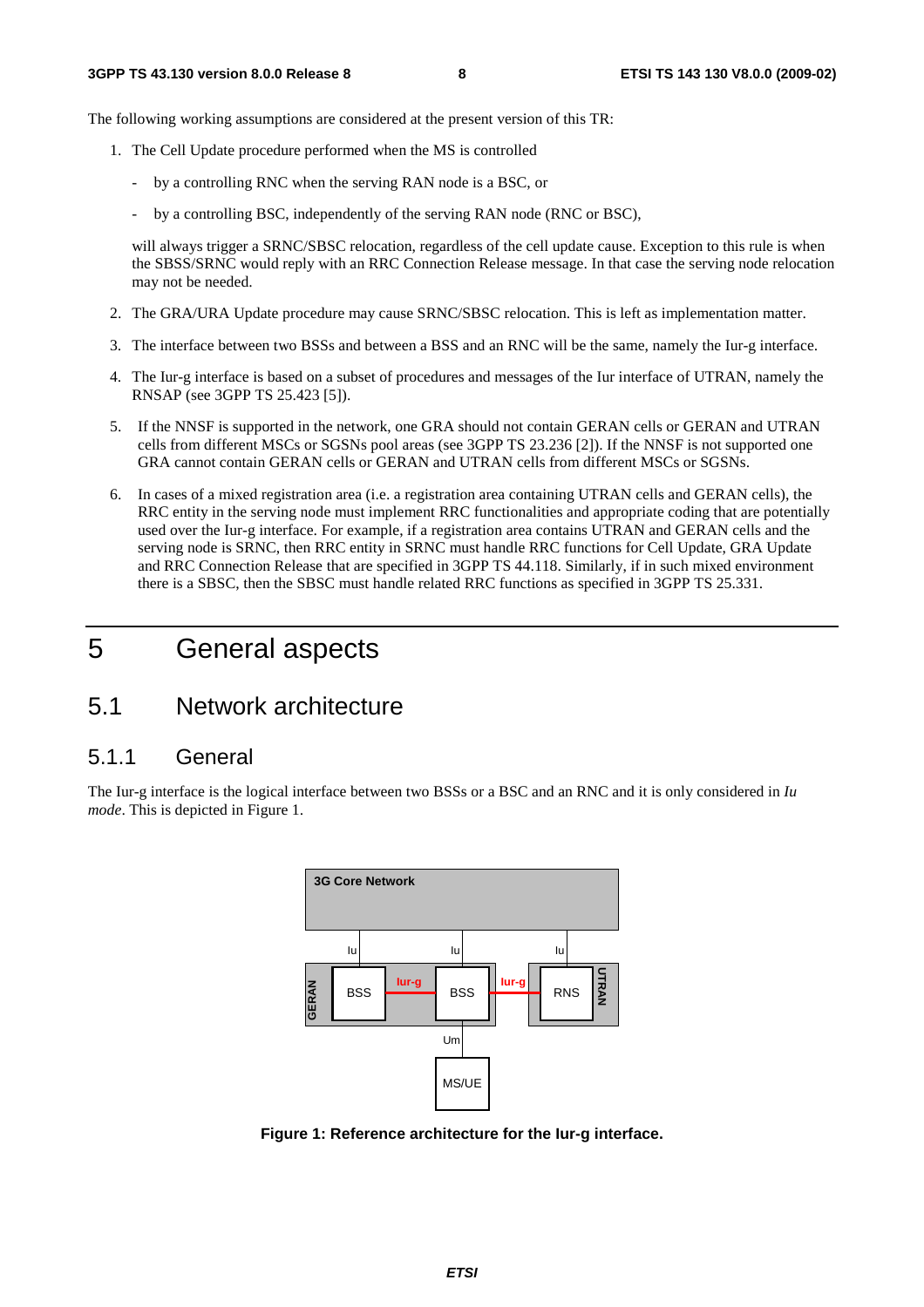The following working assumptions are considered at the present version of this TR:

1. The Cell Update procedure performed when the MS is controlled

   - by a controlling RNC when the serving RAN node is a BSC, or

   - by a controlling BSC, independently of the serving RAN node (RNC or BSC),

   will always trigger a SRNC/SBSC relocation, regardless of the cell update cause. Exception to this rule is when the SBSS/SRNC would reply with an RRC Connection Release message. In that case the serving node relocation may not be needed.

2. The GRA/URA Update procedure may cause SRNC/SBSC relocation. This is left as implementation matter.

3. The interface between two BSSs and between a BSS and an RNC will be the same, namely the Iur-g interface.

4. The Iur-g interface is based on a subset of procedures and messages of the Iur interface of UTRAN, namely the RNSAP (see 3GPP TS 25.423 [5]).

5. If the NNSF is supported in the network, one GRA should not contain GERAN cells or GERAN and UTRAN cells from different MSCs or SGSNs pool areas (see 3GPP TS 23.236 [2]). If the NNSF is not supported one GRA cannot contain GERAN cells or GERAN and UTRAN cells from different MSCs or SGSNs.

6. In cases of a mixed registration area (i.e. a registration area containing UTRAN cells and GERAN cells), the RRC entity in the serving node must implement RRC functionalities and appropriate coding that are potentially used over the Iur-g interface. For example, if a registration area contains UTRAN and GERAN cells and the serving node is SRNC, then RRC entity in SRNC must handle RRC functions for Cell Update, GRA Update and RRC Connection Release that are specified in 3GPP TS 44.118. Similarly, if in such mixed environment there is a SBSC, then the SBSC must handle related RRC functions as specified in 3GPP TS 25.331.

# 5 General aspects

## 5.1 Network architecture

### 5.1.1 General

The Iur-g interface is the logical interface between two BSSs or a BSC and an RNC and it is only considered in *Iu mode*. This is depicted in Figure 1.

**Figure 1: Reference architecture for the Iur-g interface.**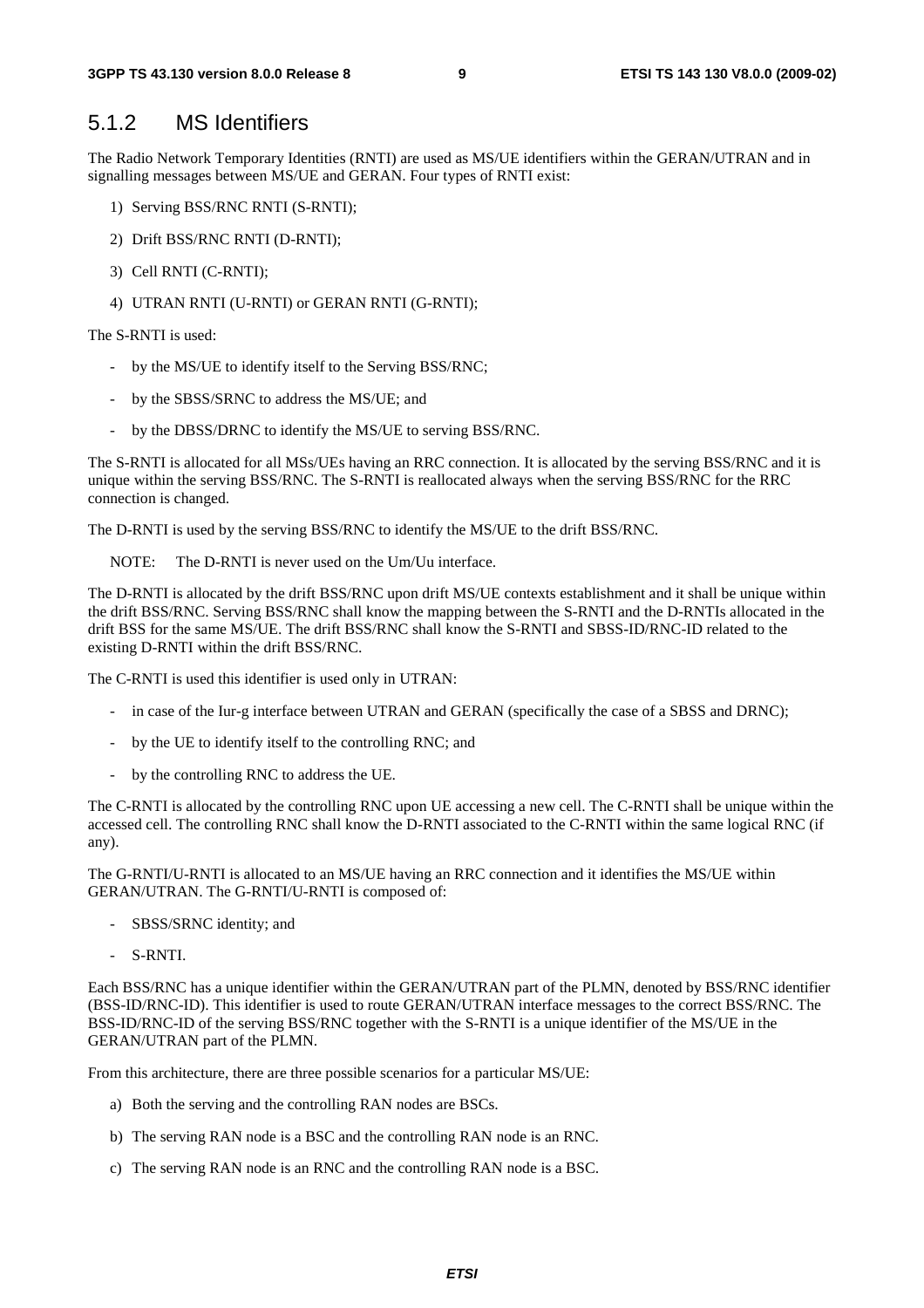### 5.1.2 MS Identifiers

The Radio Network Temporary Identities (RNTI) are used as MS/UE identifiers within the GERAN/UTRAN and in signalling messages between MS/UE and GERAN. Four types of RNTI exist:

1) Serving BSS/RNC RNTI (S-RNTI);
2) Drift BSS/RNC RNTI (D-RNTI);
3) Cell RNTI (C-RNTI);
4) UTRAN RNTI (U-RNTI) or GERAN RNTI (G-RNTI);

The S-RNTI is used:

- by the MS/UE to identify itself to the Serving BSS/RNC;
- by the SBSS/SRNC to address the MS/UE; and
- by the DBSS/DRNC to identify the MS/UE to serving BSS/RNC.

The S-RNTI is allocated for all MSs/UEs having an RRC connection. It is allocated by the serving BSS/RNC and it is unique within the serving BSS/RNC. The S-RNTI is reallocated always when the serving BSS/RNC for the RRC connection is changed.

The D-RNTI is used by the serving BSS/RNC to identify the MS/UE to the drift BSS/RNC.

NOTE: The D-RNTI is never used on the Um/Uu interface.

The D-RNTI is allocated by the drift BSS/RNC upon drift MS/UE contexts establishment and it shall be unique within the drift BSS/RNC. Serving BSS/RNC shall know the mapping between the S-RNTI and the D-RNTIs allocated in the drift BSS for the same MS/UE. The drift BSS/RNC shall know the S-RNTI and SBSS-ID/RNC-ID related to the existing D-RNTI within the drift BSS/RNC.

The C-RNTI is used this identifier is used only in UTRAN:

- in case of the Iur-g interface between UTRAN and GERAN (specifically the case of a SBSS and DRNC);
- by the UE to identify itself to the controlling RNC; and
- by the controlling RNC to address the UE.

The C-RNTI is allocated by the controlling RNC upon UE accessing a new cell. The C-RNTI shall be unique within the accessed cell. The controlling RNC shall know the D-RNTI associated to the C-RNTI within the same logical RNC (if any).

The G-RNTI/U-RNTI is allocated to an MS/UE having an RRC connection and it identifies the MS/UE within GERAN/UTRAN. The G-RNTI/U-RNTI is composed of:

- SBSS/SRNC identity; and
- S-RNTI.

Each BSS/RNC has a unique identifier within the GERAN/UTRAN part of the PLMN, denoted by BSS/RNC identifier (BSS-ID/RNC-ID). This identifier is used to route GERAN/UTRAN interface messages to the correct BSS/RNC. The BSS-ID/RNC-ID of the serving BSS/RNC together with the S-RNTI is a unique identifier of the MS/UE in the GERAN/UTRAN part of the PLMN.

From this architecture, there are three possible scenarios for a particular MS/UE:

a) Both the serving and the controlling RAN nodes are BSCs.
b) The serving RAN node is a BSC and the controlling RAN node is an RNC.
c) The serving RAN node is an RNC and the controlling RAN node is a BSC.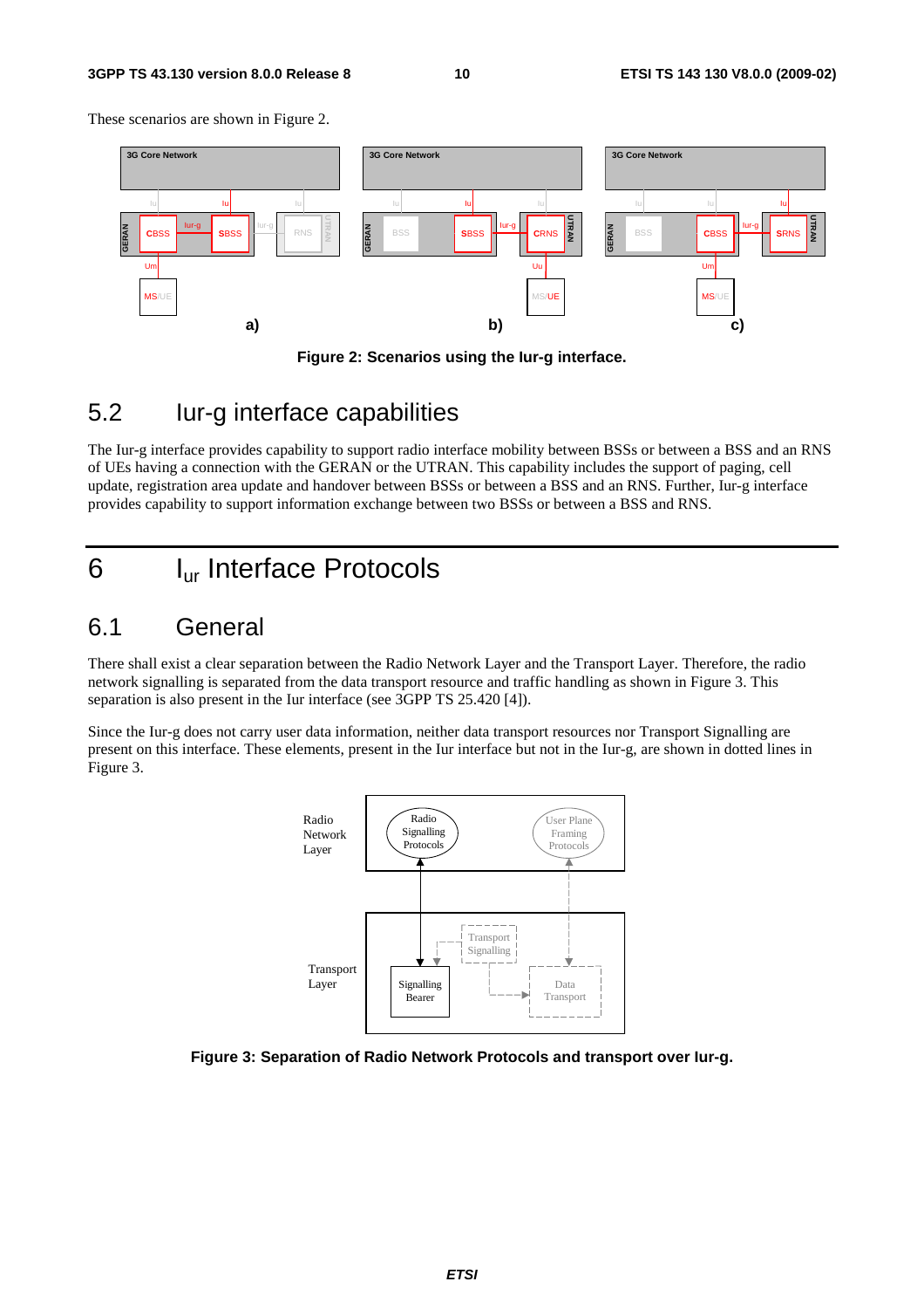These scenarios are shown in Figure 2.

**Figure 2: Scenarios using the Iur-g interface.**

## 5.2 Iur-g interface capabilities

The Iur-g interface provides capability to support radio interface mobility between BSSs or between a BSS and an RNS of UEs having a connection with the GERAN or the UTRAN. This capability includes the support of paging, cell update, registration area update and handover between BSSs or between a BSS and an RNS. Further, Iur-g interface provides capability to support information exchange between two BSSs or between a BSS and RNS.

# 6 $I_{ur}$ Interface Protocols

## 6.1 General

There shall exist a clear separation between the Radio Network Layer and the Transport Layer. Therefore, the radio network signalling is separated from the data transport resource and traffic handling as shown in Figure 3. This separation is also present in the Iur interface (see 3GPP TS 25.420 [4]).

Since the Iur-g does not carry user data information, neither data transport resources nor Transport Signalling are present on this interface. These elements, present in the Iur interface but not in the Iur-g, are shown in dotted lines in Figure 3.

**Figure 3: Separation of Radio Network Protocols and transport over Iur-g.**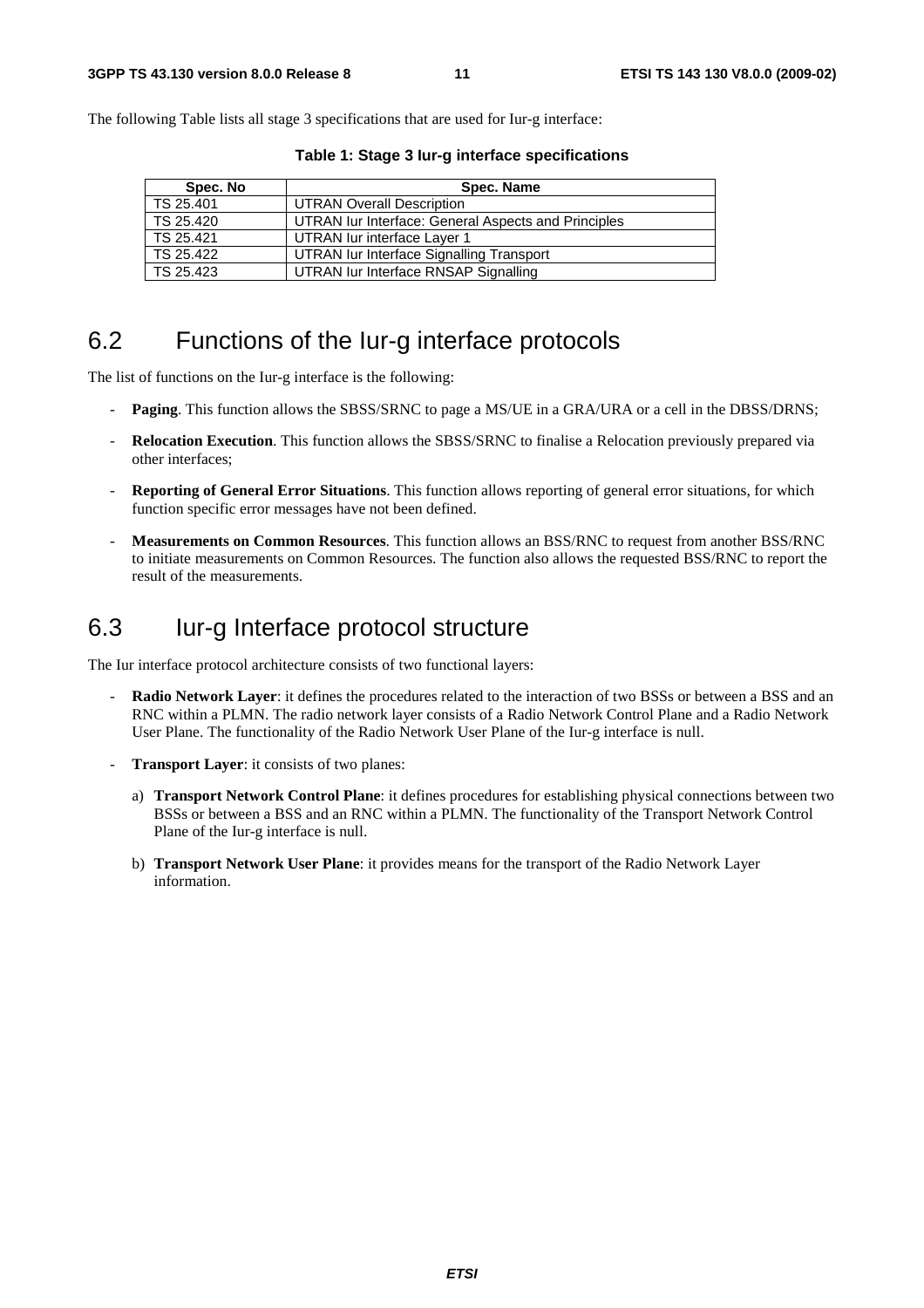The following Table lists all stage 3 specifications that are used for Iur-g interface:

**Table 1: Stage 3 Iur-g interface specifications**

| Spec. No | Spec. Name |
| --- | --- |
| TS 25.401 | UTRAN Overall Description |
| TS 25.420 | UTRAN Iur Interface: General Aspects and Principles |
| TS 25.421 | UTRAN Iur interface Layer 1 |
| TS 25.422 | UTRAN Iur Interface Signalling Transport |
| TS 25.423 | UTRAN Iur Interface RNSAP Signalling |

## 6.2 Functions of the Iur-g interface protocols

The list of functions on the Iur-g interface is the following:

- **Paging**. This function allows the SBSS/SRNC to page a MS/UE in a GRA/URA or a cell in the DBSS/DRNS;
- **Relocation Execution**. This function allows the SBSS/SRNC to finalise a Relocation previously prepared via other interfaces;
- **Reporting of General Error Situations**. This function allows reporting of general error situations, for which function specific error messages have not been defined.
- **Measurements on Common Resources**. This function allows an BSS/RNC to request from another BSS/RNC to initiate measurements on Common Resources. The function also allows the requested BSS/RNC to report the result of the measurements.

## 6.3 Iur-g Interface protocol structure

The Iur interface protocol architecture consists of two functional layers:

- **Radio Network Layer**: it defines the procedures related to the interaction of two BSSs or between a BSS and an RNC within a PLMN. The radio network layer consists of a Radio Network Control Plane and a Radio Network User Plane. The functionality of the Radio Network User Plane of the Iur-g interface is null.
- **Transport Layer**: it consists of two planes:
  a) **Transport Network Control Plane**: it defines procedures for establishing physical connections between two BSSs or between a BSS and an RNC within a PLMN. The functionality of the Transport Network Control Plane of the Iur-g interface is null.
  b) **Transport Network User Plane**: it provides means for the transport of the Radio Network Layer information.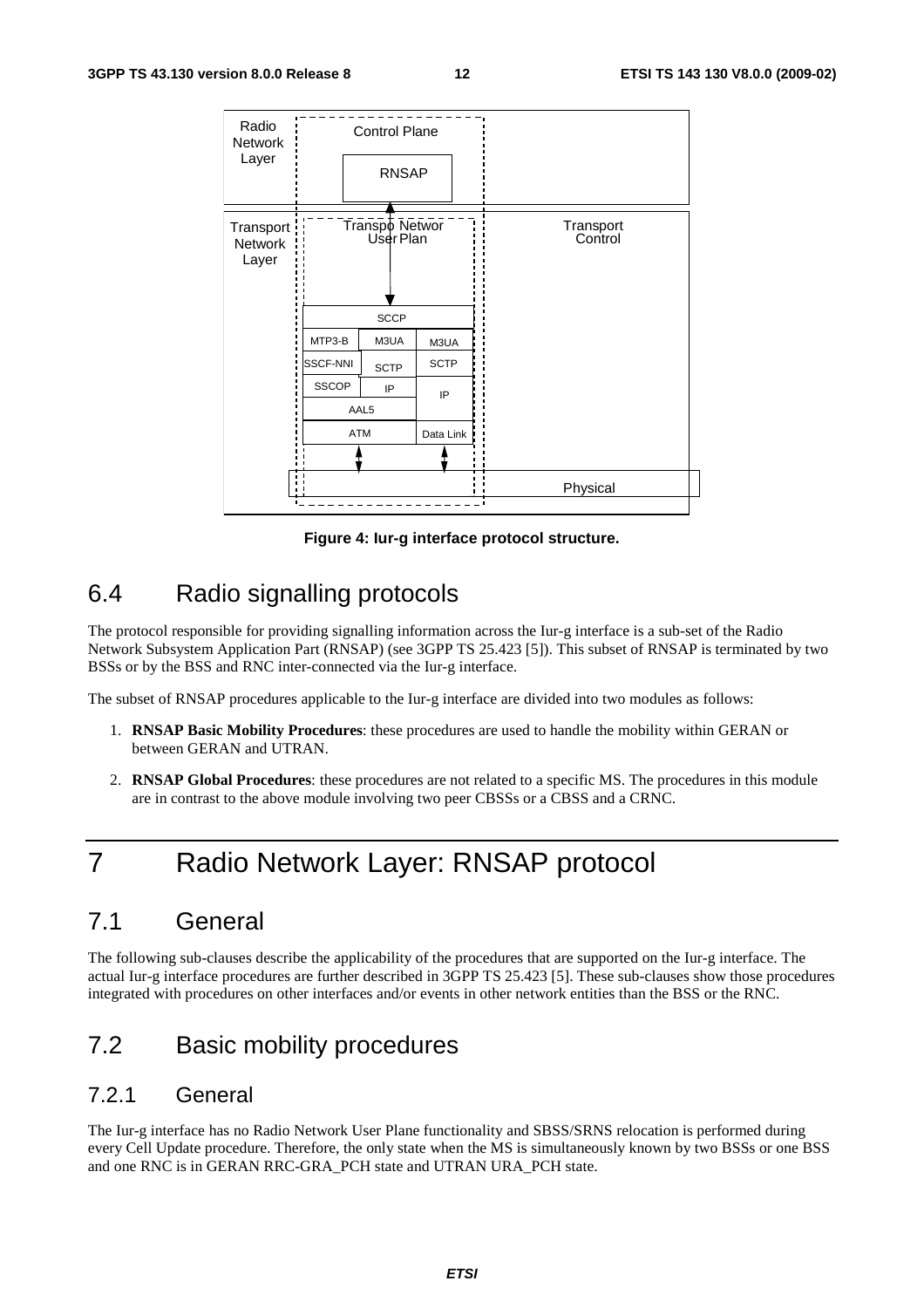Figure 4: Iur-g interface protocol structure.

## 6.4 Radio signalling protocols

The protocol responsible for providing signalling information across the Iur-g interface is a sub-set of the Radio Network Subsystem Application Part (RNSAP) (see 3GPP TS 25.423 [5]). This subset of RNSAP is terminated by two BSSs or by the BSS and RNC inter-connected via the Iur-g interface.

The subset of RNSAP procedures applicable to the Iur-g interface are divided into two modules as follows:

1. **RNSAP Basic Mobility Procedures**: these procedures are used to handle the mobility within GERAN or between GERAN and UTRAN.
2. **RNSAP Global Procedures**: these procedures are not related to a specific MS. The procedures in this module are in contrast to the above module involving two peer CBSSs or a CBSS and a CRNC.

# 7 Radio Network Layer: RNSAP protocol

## 7.1 General

The following sub-clauses describe the applicability of the procedures that are supported on the Iur-g interface. The actual Iur-g interface procedures are further described in 3GPP TS 25.423 [5]. These sub-clauses show those procedures integrated with procedures on other interfaces and/or events in other network entities than the BSS or the RNC.

## 7.2 Basic mobility procedures

### 7.2.1 General

The Iur-g interface has no Radio Network User Plane functionality and SBSS/SRNS relocation is performed during every Cell Update procedure. Therefore, the only state when the MS is simultaneously known by two BSSs or one BSS and one RNC is in GERAN RRC-GRA_PCH state and UTRAN URA_PCH state.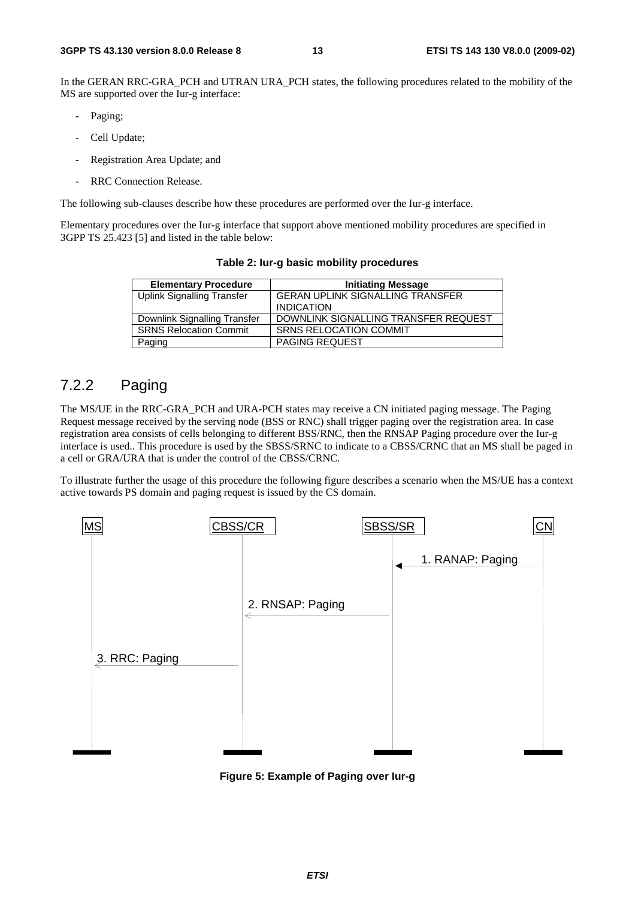In the GERAN RRC-GRA_PCH and UTRAN URA_PCH states, the following procedures related to the mobility of the MS are supported over the Iur-g interface:

- Paging;
- Cell Update;
- Registration Area Update; and
- RRC Connection Release.

The following sub-clauses describe how these procedures are performed over the Iur-g interface.

Elementary procedures over the Iur-g interface that support above mentioned mobility procedures are specified in 3GPP TS 25.423 [5] and listed in the table below:

**Table 2: Iur-g basic mobility procedures**

| Elementary Procedure | Initiating Message |
|---|---|
| Uplink Signalling Transfer | GERAN UPLINK SIGNALLING TRANSFER INDICATION |
| Downlink Signalling Transfer | DOWNLINK SIGNALLING TRANSFER REQUEST |
| SRNS Relocation Commit | SRNS RELOCATION COMMIT |
| Paging | PAGING REQUEST |

## 7.2.2 Paging

The MS/UE in the RRC-GRA_PCH and URA-PCH states may receive a CN initiated paging message. The Paging Request message received by the serving node (BSS or RNC) shall trigger paging over the registration area. In case registration area consists of cells belonging to different BSS/RNC, then the RNSAP Paging procedure over the Iur-g interface is used.. This procedure is used by the SBSS/SRNC to indicate to a CBSS/CRNC that an MS shall be paged in a cell or GRA/URA that is under the control of the CBSS/CRNC.

To illustrate further the usage of this procedure the following figure describes a scenario when the MS/UE has a context active towards PS domain and paging request is issued by the CS domain.

MS | CBSS/CR | SBSS/SR | CN

1. RANAP: Paging (CN → SBSS/SR)
2. RNSAP: Paging (SBSS/SR → CBSS/CR)
3. RRC: Paging (CBSS/CR → MS)

**Figure 5: Example of Paging over Iur-g**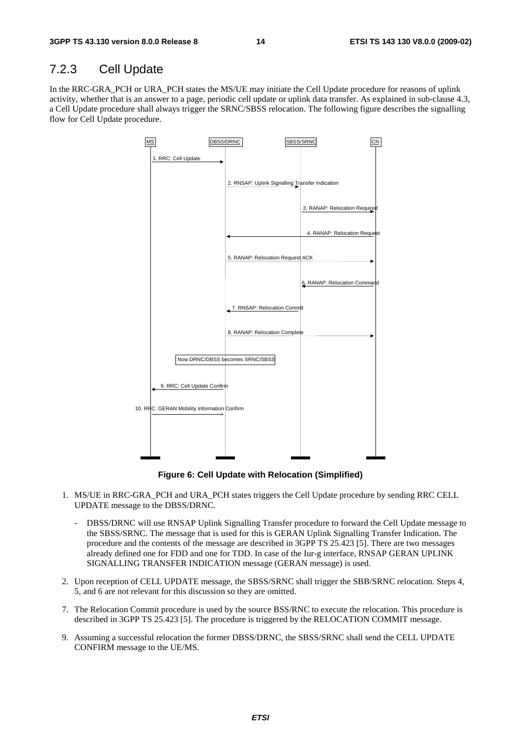### 7.2.3 Cell Update

In the RRC-GRA_PCH or URA_PCH states the MS/UE may initiate the Cell Update procedure for reasons of uplink activity, whether that is an answer to a page, periodic cell update or uplink data transfer. As explained in sub-clause 4.3, a Cell Update procedure shall always trigger the SRNC/SBSS relocation. The following figure describes the signalling flow for Cell Update procedure.

MS | DBSS/DRNC | SBSS/SRNC | CN

1. RRC: Cell Update
2. RNSAP: Uplink Signalling Transfer Indication
3. RANAP: Relocation Required
4. RANAP: Relocation Request
5. RANAP: Relocation Request ACK
6. RANAP: Relocation Command
7. RNSAP: Relocation Commit
8. RANAP: Relocation Complete

Now DRNC/DBSS becomes SRNC/SBSS

9. RRC: Cell Update Confirm
10. RRC: GERAN Mobility Information Confirm

**Figure 6: Cell Update with Relocation (Simplified)**

1. MS/UE in RRC-GRA_PCH and URA_PCH states triggers the Cell Update procedure by sending RRC CELL UPDATE message to the DBSS/DRNC.
   - DBSS/DRNC will use RNSAP Uplink Signalling Transfer procedure to forward the Cell Update message to the SBSS/SRNC. The message that is used for this is GERAN Uplink Signalling Transfer Indication. The procedure and the contents of the message are described in 3GPP TS 25.423 [5]. There are two messages already defined one for FDD and one for TDD. In case of the Iur-g interface, RNSAP GERAN UPLINK SIGNALLING TRANSFER INDICATION message (GERAN message) is used.
2. Upon reception of CELL UPDATE message, the SBSS/SRNC shall trigger the SBB/SRNC relocation. Steps 4, 5, and 6 are not relevant for this discussion so they are omitted.

7. The Relocation Commit procedure is used by the source BSS/RNC to execute the relocation. This procedure is described in 3GPP TS 25.423 [5]. The procedure is triggered by the RELOCATION COMMIT message.

9. Assuming a successful relocation the former DBSS/DRNC, the SBSS/SRNC shall send the CELL UPDATE CONFIRM message to the UE/MS.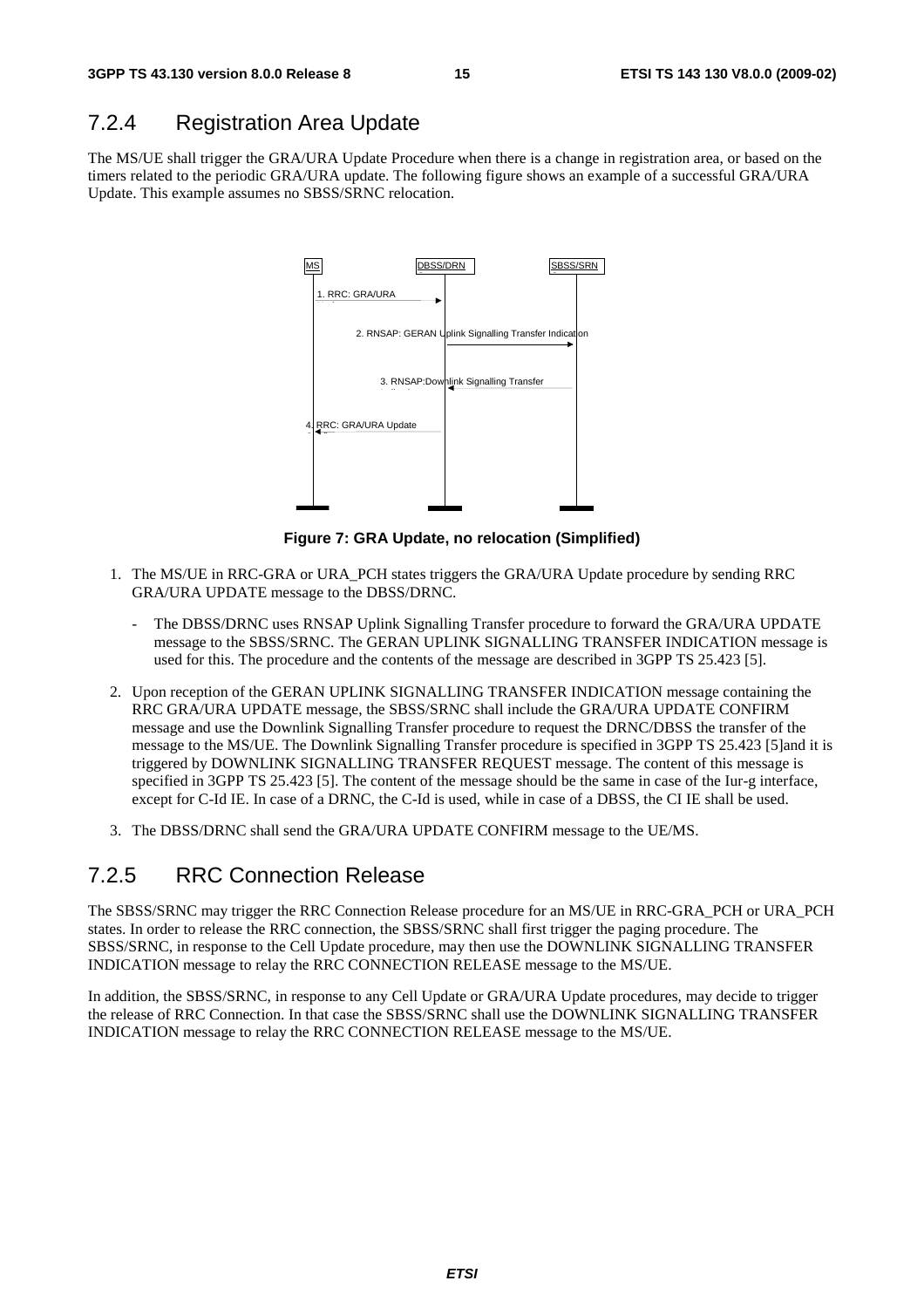## 7.2.4 Registration Area Update

The MS/UE shall trigger the GRA/URA Update Procedure when there is a change in registration area, or based on the timers related to the periodic GRA/URA update. The following figure shows an example of a successful GRA/URA Update. This example assumes no SBSS/SRNC relocation.

**Figure 7: GRA Update, no relocation (Simplified)**

1. The MS/UE in RRC-GRA or URA_PCH states triggers the GRA/URA Update procedure by sending RRC GRA/URA UPDATE message to the DBSS/DRNC.

   - The DBSS/DRNC uses RNSAP Uplink Signalling Transfer procedure to forward the GRA/URA UPDATE message to the SBSS/SRNC. The GERAN UPLINK SIGNALLING TRANSFER INDICATION message is used for this. The procedure and the contents of the message are described in 3GPP TS 25.423 [5].

2. Upon reception of the GERAN UPLINK SIGNALLING TRANSFER INDICATION message containing the RRC GRA/URA UPDATE message, the SBSS/SRNC shall include the GRA/URA UPDATE CONFIRM message and use the Downlink Signalling Transfer procedure to request the DRNC/DBSS the transfer of the message to the MS/UE. The Downlink Signalling Transfer procedure is specified in 3GPP TS 25.423 [5]and it is triggered by DOWNLINK SIGNALLING TRANSFER REQUEST message. The content of this message is specified in 3GPP TS 25.423 [5]. The content of the message should be the same in case of the Iur-g interface, except for C-Id IE. In case of a DRNC, the C-Id is used, while in case of a DBSS, the CI IE shall be used.

3. The DBSS/DRNC shall send the GRA/URA UPDATE CONFIRM message to the UE/MS.

## 7.2.5 RRC Connection Release

The SBSS/SRNC may trigger the RRC Connection Release procedure for an MS/UE in RRC-GRA_PCH or URA_PCH states. In order to release the RRC connection, the SBSS/SRNC shall first trigger the paging procedure. The SBSS/SRNC, in response to the Cell Update procedure, may then use the DOWNLINK SIGNALLING TRANSFER INDICATION message to relay the RRC CONNECTION RELEASE message to the MS/UE.

In addition, the SBSS/SRNC, in response to any Cell Update or GRA/URA Update procedures, may decide to trigger the release of RRC Connection. In that case the SBSS/SRNC shall use the DOWNLINK SIGNALLING TRANSFER INDICATION message to relay the RRC CONNECTION RELEASE message to the MS/UE.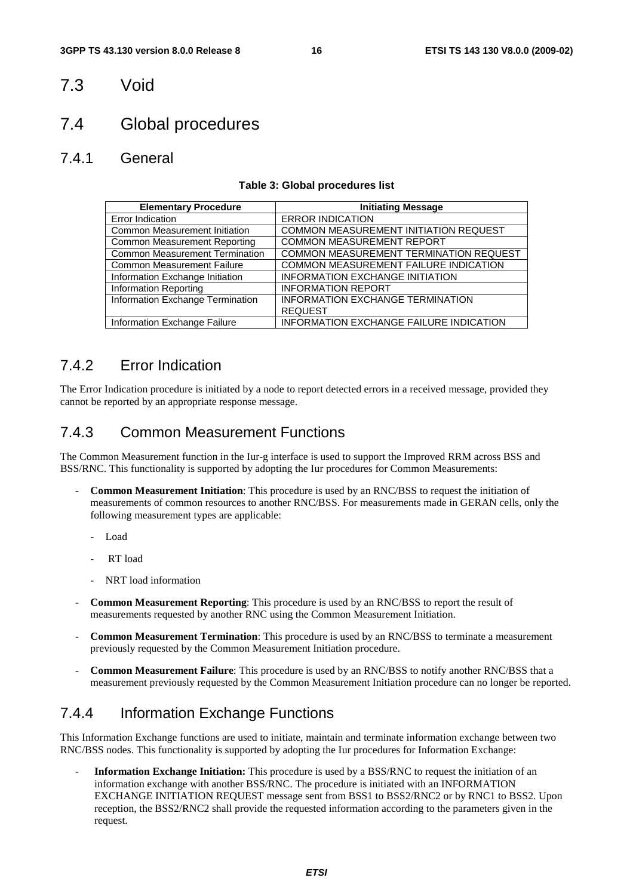## 7.3 Void

## 7.4 Global procedures

### 7.4.1 General

**Table 3: Global procedures list**

| Elementary Procedure | Initiating Message |
|---|---|
| Error Indication | ERROR INDICATION |
| Common Measurement Initiation | COMMON MEASUREMENT INITIATION REQUEST |
| Common Measurement Reporting | COMMON MEASUREMENT REPORT |
| Common Measurement Termination | COMMON MEASUREMENT TERMINATION REQUEST |
| Common Measurement Failure | COMMON MEASUREMENT FAILURE INDICATION |
| Information Exchange Initiation | INFORMATION EXCHANGE INITIATION |
| Information Reporting | INFORMATION REPORT |
| Information Exchange Termination | INFORMATION EXCHANGE TERMINATION REQUEST |
| Information Exchange Failure | INFORMATION EXCHANGE FAILURE INDICATION |

### 7.4.2 Error Indication

The Error Indication procedure is initiated by a node to report detected errors in a received message, provided they cannot be reported by an appropriate response message.

### 7.4.3 Common Measurement Functions

The Common Measurement function in the Iur-g interface is used to support the Improved RRM across BSS and BSS/RNC. This functionality is supported by adopting the Iur procedures for Common Measurements:

- **Common Measurement Initiation**: This procedure is used by an RNC/BSS to request the initiation of measurements of common resources to another RNC/BSS. For measurements made in GERAN cells, only the following measurement types are applicable:
  - Load
  - RT load
  - NRT load information
- **Common Measurement Reporting**: This procedure is used by an RNC/BSS to report the result of measurements requested by another RNC using the Common Measurement Initiation.
- **Common Measurement Termination**: This procedure is used by an RNC/BSS to terminate a measurement previously requested by the Common Measurement Initiation procedure.
- **Common Measurement Failure**: This procedure is used by an RNC/BSS to notify another RNC/BSS that a measurement previously requested by the Common Measurement Initiation procedure can no longer be reported.

### 7.4.4 Information Exchange Functions

This Information Exchange functions are used to initiate, maintain and terminate information exchange between two RNC/BSS nodes. This functionality is supported by adopting the Iur procedures for Information Exchange:

- **Information Exchange Initiation:** This procedure is used by a BSS/RNC to request the initiation of an information exchange with another BSS/RNC. The procedure is initiated with an INFORMATION EXCHANGE INITIATION REQUEST message sent from BSS1 to BSS2/RNC2 or by RNC1 to BSS2. Upon reception, the BSS2/RNC2 shall provide the requested information according to the parameters given in the request.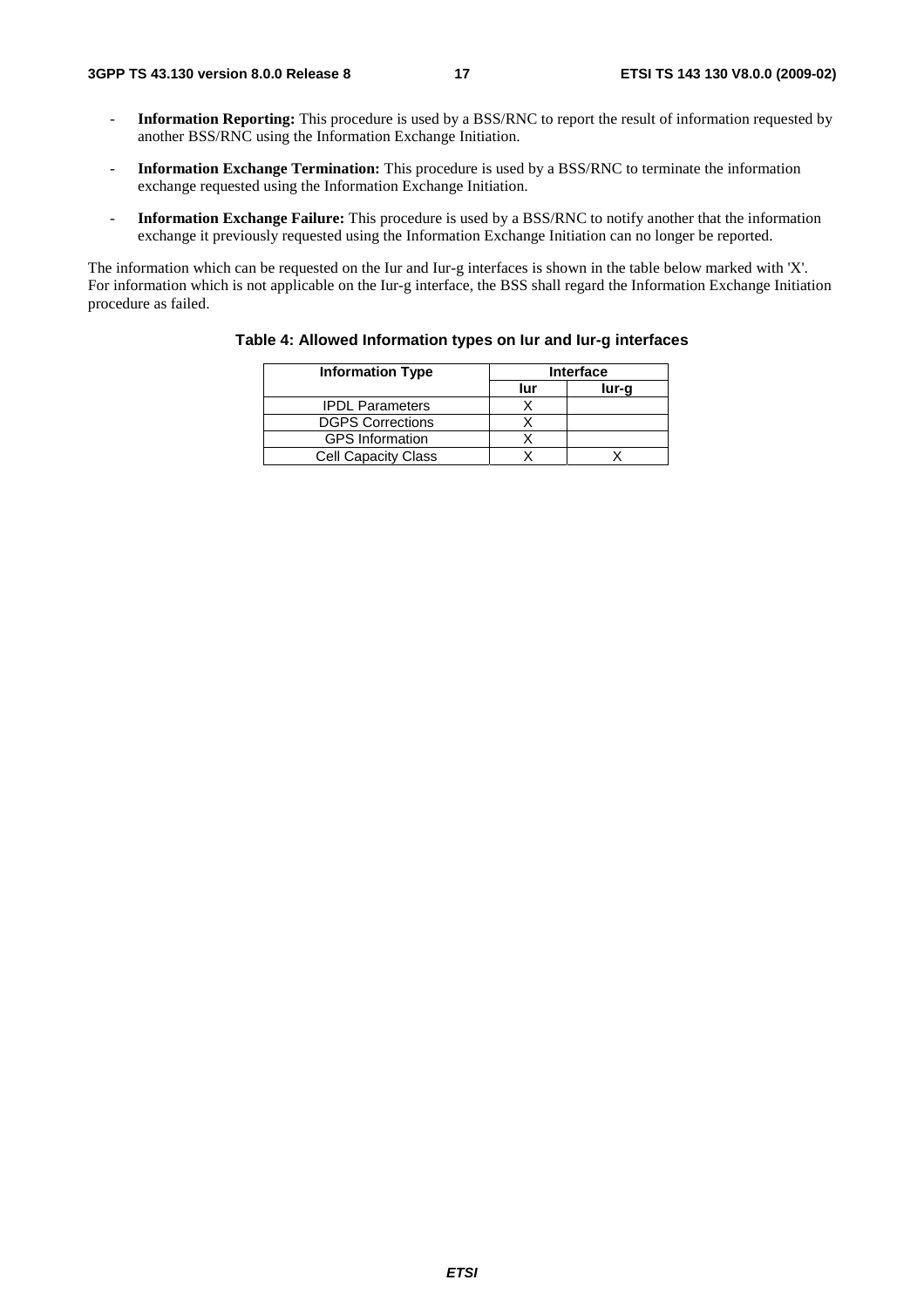- **Information Reporting:** This procedure is used by a BSS/RNC to report the result of information requested by another BSS/RNC using the Information Exchange Initiation.
- **Information Exchange Termination:** This procedure is used by a BSS/RNC to terminate the information exchange requested using the Information Exchange Initiation.
- **Information Exchange Failure:** This procedure is used by a BSS/RNC to notify another that the information exchange it previously requested using the Information Exchange Initiation can no longer be reported.

The information which can be requested on the Iur and Iur-g interfaces is shown in the table below marked with 'X'. For information which is not applicable on the Iur-g interface, the BSS shall regard the Information Exchange Initiation procedure as failed.

**Table 4: Allowed Information types on Iur and Iur-g interfaces**

| Information Type | Interface | |
|---|---|---|
| | Iur | Iur-g |
| IPDL Parameters | X | |
| DGPS Corrections | X | |
| GPS Information | X | |
| Cell Capacity Class | X | X |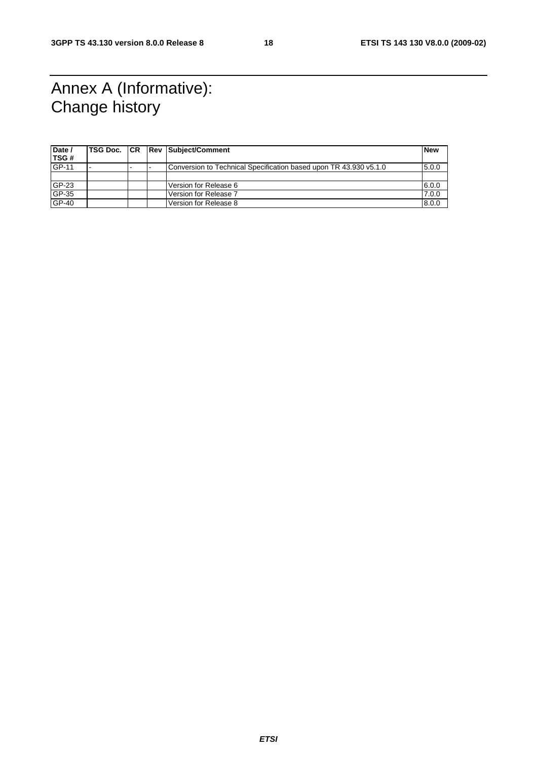# Annex A (Informative): Change history

| Date / TSG # | TSG Doc. | CR | Rev | Subject/Comment | New |
|---|---|---|---|---|---|
| GP-11 | - | - | - | Conversion to Technical Specification based upon TR 43.930 v5.1.0 | 5.0.0 |
| | | | | | |
| GP-23 | | | | Version for Release 6 | 6.0.0 |
| GP-35 | | | | Version for Release 7 | 7.0.0 |
| GP-40 | | | | Version for Release 8 | 8.0.0 |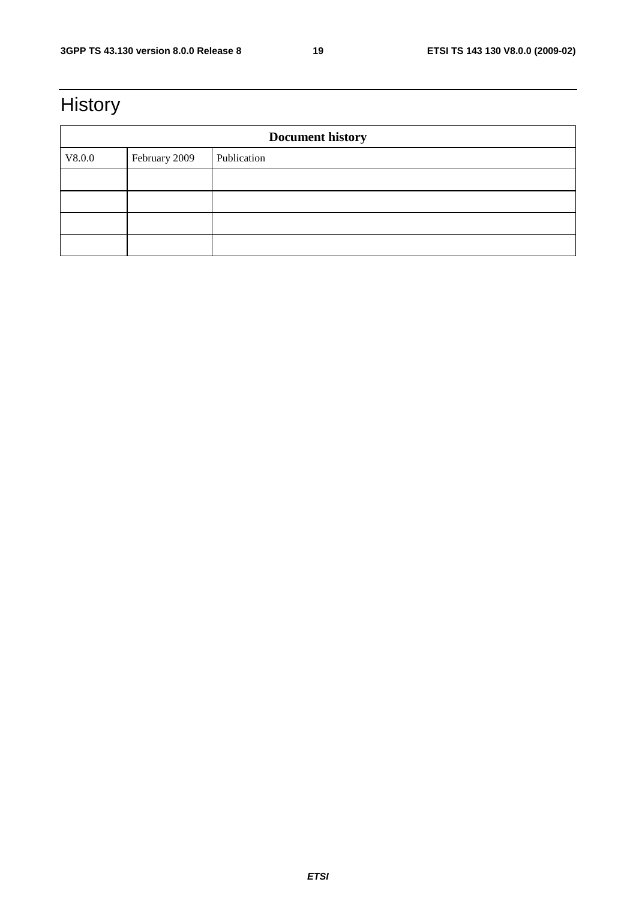# History

| Document history | | |
|---|---|---|
| V8.0.0 | February 2009 | Publication |
| | | |
| | | |
| | | |
| | | |